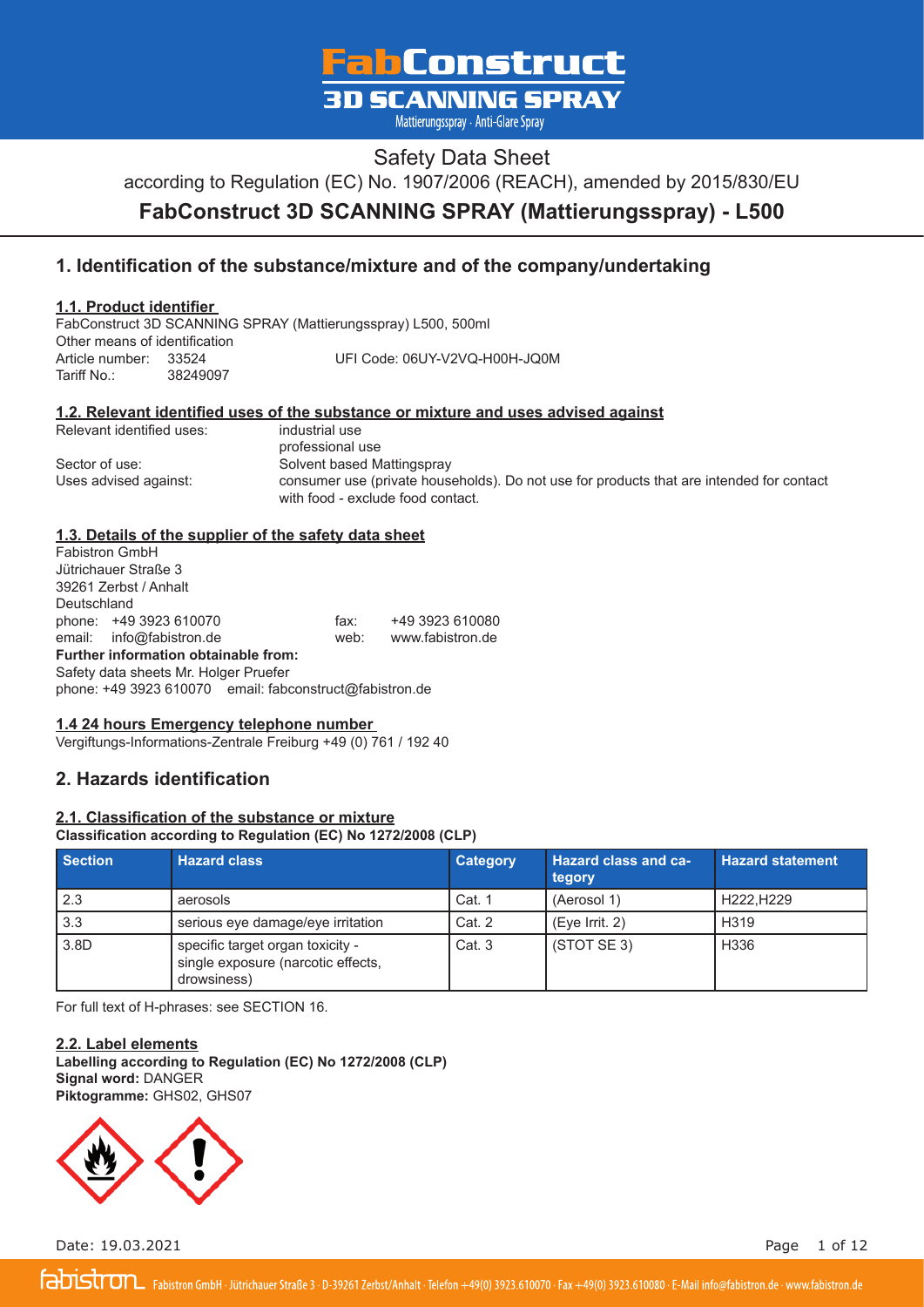# FabConstruct 3D SCANNING SPRAY

Mattierungsspray · Anti-Glare Spray

Safety Data Sheet

according to Regulation (EC) No. 1907/2006 (REACH), amended by 2015/830/EU

**FabConstruct 3D SCANNING SPRAY (Mattierungsspray) - L500**

## 1. Identification of the substance/mixture and of the company/undertaking

### 1.1. Product identifier

FabConstruct 3D SCANNING SPRAY (Mattierungsspray) L500, 500ml

Other means of identification

Article number: 33524 UFI Code: 06UY-V2VQ-H00H-JQ0M

Tariff No.: 38249097

### 1.2. Relevant identified uses of the substance or mixture and uses advised against

| | |
|---|---|
| Relevant identified uses: | industrial use<br>professional use |
| Sector of use: | Solvent based Mattingspray |
| Uses advised against: | consumer use (private households). Do not use for products that are intended for contact with food - exclude food contact. |

### 1.3. Details of the supplier of the safety data sheet

Fabistron GmbH
Jütrichauer Straße 3
39261 Zerbst / Anhalt
Deutschland

phone: +49 3923 610070 fax: +49 3923 610080
email: info@fabistron.de web: www.fabistron.de

**Further information obtainable from:**

Safety data sheets Mr. Holger Pruefer
phone: +49 3923 610070 email: fabconstruct@fabistron.de

### 1.4 24 hours Emergency telephone number

Vergiftungs-Informations-Zentrale Freiburg +49 (0) 761 / 192 40

## 2. Hazards identification

### 2.1. Classification of the substance or mixture

**Classification according to Regulation (EC) No 1272/2008 (CLP)**

| Section | Hazard class | Category | Hazard class and category | Hazard statement |
|---|---|---|---|---|
| 2.3 | aerosols | Cat. 1 | (Aerosol 1) | H222,H229 |
| 3.3 | serious eye damage/eye irritation | Cat. 2 | (Eye Irrit. 2) | H319 |
| 3.8D | specific target organ toxicity - single exposure (narcotic effects, drowsiness) | Cat. 3 | (STOT SE 3) | H336 |

For full text of H-phrases: see SECTION 16.

### 2.2. Label elements

**Labelling according to Regulation (EC) No 1272/2008 (CLP)**

**Signal word:** DANGER

**Piktogramme:** GHS02, GHS07

Date: 19.03.2021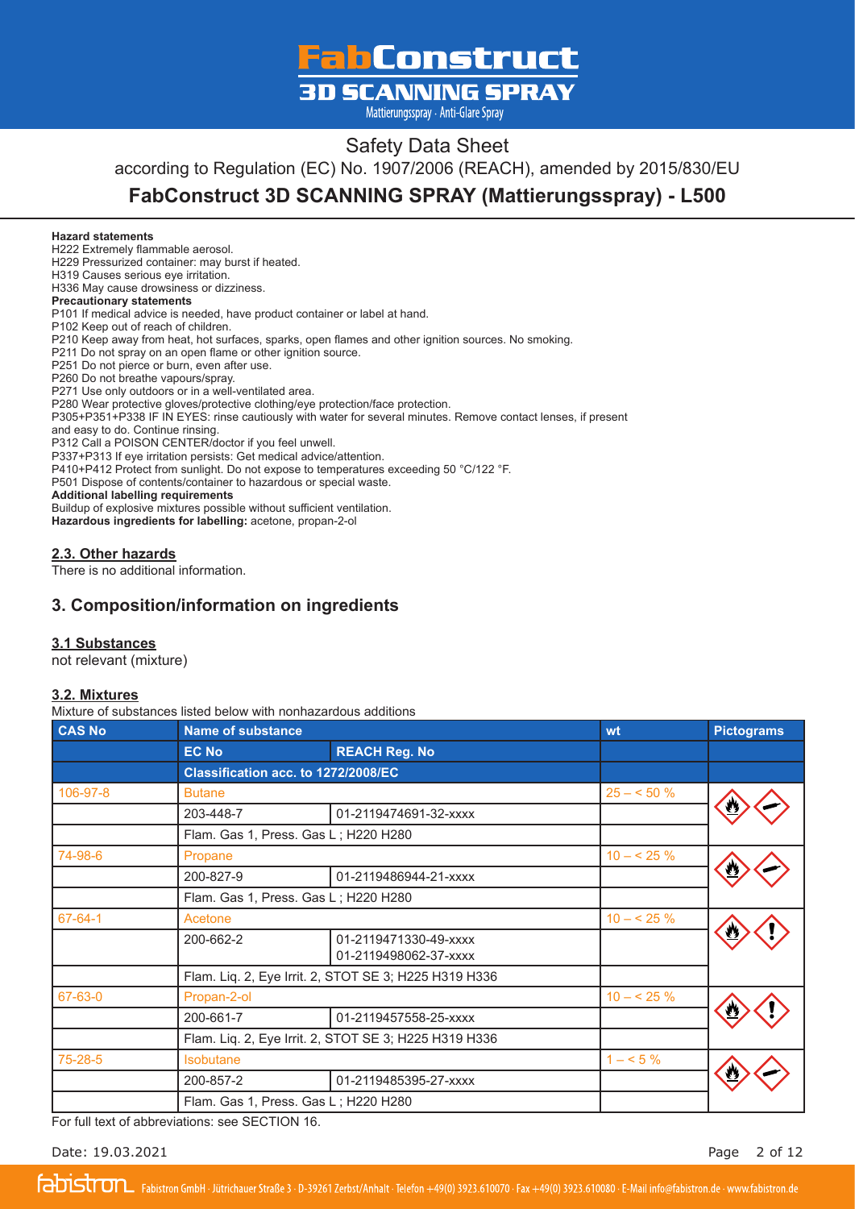**Hazard statements**

H222 Extremely flammable aerosol.
H229 Pressurized container: may burst if heated.
H319 Causes serious eye irritation.
H336 May cause drowsiness or dizziness.

**Precautionary statements**

P101 If medical advice is needed, have product container or label at hand.
P102 Keep out of reach of children.
P210 Keep away from heat, hot surfaces, sparks, open flames and other ignition sources. No smoking.
P211 Do not spray on an open flame or other ignition source.
P251 Do not pierce or burn, even after use.
P260 Do not breathe vapours/spray.
P271 Use only outdoors or in a well-ventilated area.
P280 Wear protective gloves/protective clothing/eye protection/face protection.
P305+P351+P338 IF IN EYES: rinse cautiously with water for several minutes. Remove contact lenses, if present and easy to do. Continue rinsing.
P312 Call a POISON CENTER/doctor if you feel unwell.
P337+P313 If eye irritation persists: Get medical advice/attention.
P410+P412 Protect from sunlight. Do not expose to temperatures exceeding 50 °C/122 °F.
P501 Dispose of contents/container to hazardous or special waste.

**Additional labelling requirements**

Buildup of explosive mixtures possible without sufficient ventilation.

**Hazardous ingredients for labelling:** acetone, propan-2-ol

### 2.3. Other hazards

There is no additional information.

## 3. Composition/information on ingredients

### 3.1 Substances

not relevant (mixture)

### 3.2. Mixtures

Mixture of substances listed below with nonhazardous additions

| CAS No | Name of substance | | wt | Pictograms |
|---|---|---|---|---|
| | EC No | REACH Reg. No | | |
| | Classification acc. to 1272/2008/EC | | | |
| 106-97-8 | Butane | | 25 – < 50 % | |
| | 203-448-7 | 01-2119474691-32-xxxx | | |
| | Flam. Gas 1, Press. Gas L ; H220 H280 | | | |
| 74-98-6 | Propane | | 10 – < 25 % | |
| | 200-827-9 | 01-2119486944-21-xxxx | | |
| | Flam. Gas 1, Press. Gas L ; H220 H280 | | | |
| 67-64-1 | Acetone | | 10 – < 25 % | |
| | 200-662-2 | 01-2119471330-49-xxxx 01-2119498062-37-xxxx | | |
| | Flam. Liq. 2, Eye Irrit. 2, STOT SE 3; H225 H319 H336 | | | |
| 67-63-0 | Propan-2-ol | | 10 – < 25 % | |
| | 200-661-7 | 01-2119457558-25-xxxx | | |
| | Flam. Liq. 2, Eye Irrit. 2, STOT SE 3; H225 H319 H336 | | | |
| 75-28-5 | Isobutane | | 1 – < 5 % | |
| | 200-857-2 | 01-2119485395-27-xxxx | | |
| | Flam. Gas 1, Press. Gas L ; H220 H280 | | | |

For full text of abbreviations: see SECTION 16.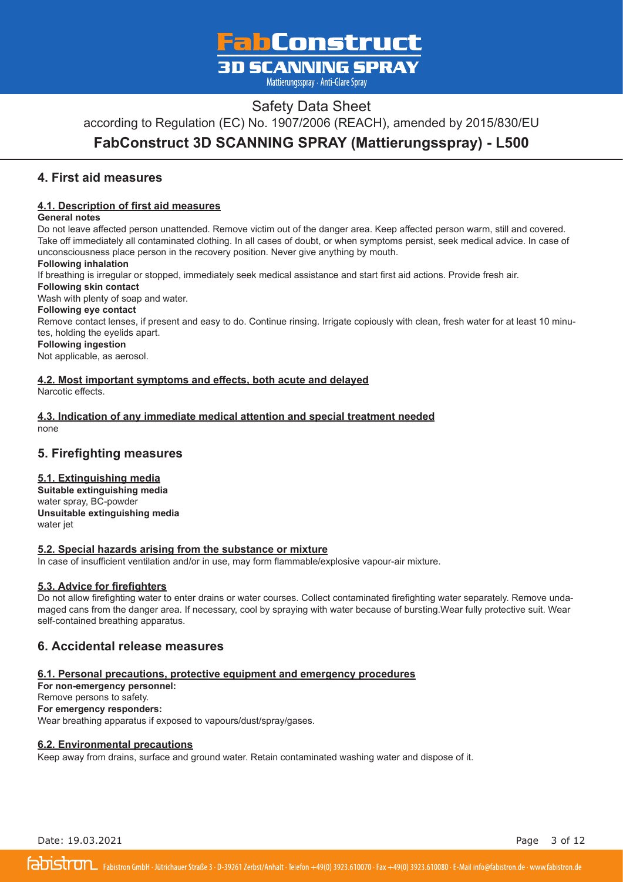## 4. First aid measures

### 4.1. Description of first aid measures

**General notes**

Do not leave affected person unattended. Remove victim out of the danger area. Keep affected person warm, still and covered. Take off immediately all contaminated clothing. In all cases of doubt, or when symptoms persist, seek medical advice. In case of unconsciousness place person in the recovery position. Never give anything by mouth.

**Following inhalation**

If breathing is irregular or stopped, immediately seek medical assistance and start first aid actions. Provide fresh air.

**Following skin contact**

Wash with plenty of soap and water.

**Following eye contact**

Remove contact lenses, if present and easy to do. Continue rinsing. Irrigate copiously with clean, fresh water for at least 10 minutes, holding the eyelids apart.

**Following ingestion**

Not applicable, as aerosol.

### 4.2. Most important symptoms and effects, both acute and delayed

Narcotic effects.

### 4.3. Indication of any immediate medical attention and special treatment needed

none

## 5. Firefighting measures

### 5.1. Extinguishing media

**Suitable extinguishing media**

water spray, BC-powder

**Unsuitable extinguishing media**

water jet

### 5.2. Special hazards arising from the substance or mixture

In case of insufficient ventilation and/or in use, may form flammable/explosive vapour-air mixture.

### 5.3. Advice for firefighters

Do not allow firefighting water to enter drains or water courses. Collect contaminated firefighting water separately. Remove undamaged cans from the danger area. If necessary, cool by spraying with water because of bursting.Wear fully protective suit. Wear self-contained breathing apparatus.

## 6. Accidental release measures

### 6.1. Personal precautions, protective equipment and emergency procedures

**For non-emergency personnel:**

Remove persons to safety.

**For emergency responders:**

Wear breathing apparatus if exposed to vapours/dust/spray/gases.

### 6.2. Environmental precautions

Keep away from drains, surface and ground water. Retain contaminated washing water and dispose of it.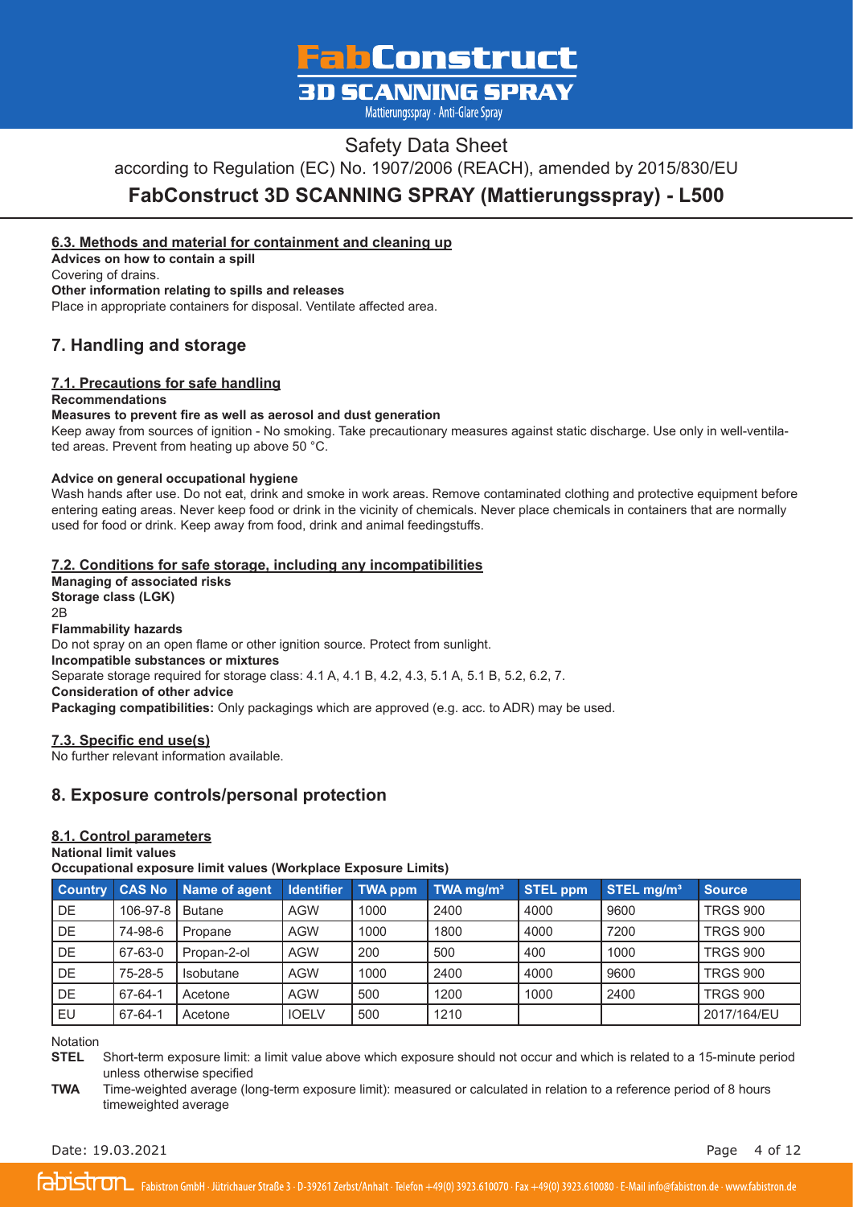#### 6.3. Methods and material for containment and cleaning up

**Advices on how to contain a spill**

Covering of drains.

**Other information relating to spills and releases**

Place in appropriate containers for disposal. Ventilate affected area.

## 7. Handling and storage

#### 7.1. Precautions for safe handling

**Recommendations**

**Measures to prevent fire as well as aerosol and dust generation**

Keep away from sources of ignition - No smoking. Take precautionary measures against static discharge. Use only in well-ventilated areas. Prevent from heating up above 50 °C.

**Advice on general occupational hygiene**

Wash hands after use. Do not eat, drink and smoke in work areas. Remove contaminated clothing and protective equipment before entering eating areas. Never keep food or drink in the vicinity of chemicals. Never place chemicals in containers that are normally used for food or drink. Keep away from food, drink and animal feedingstuffs.

#### 7.2. Conditions for safe storage, including any incompatibilities

**Managing of associated risks**

**Storage class (LGK)**

2B

**Flammability hazards**

Do not spray on an open flame or other ignition source. Protect from sunlight.

**Incompatible substances or mixtures**

Separate storage required for storage class: 4.1 A, 4.1 B, 4.2, 4.3, 5.1 A, 5.1 B, 5.2, 6.2, 7.

**Consideration of other advice**

**Packaging compatibilities:** Only packagings which are approved (e.g. acc. to ADR) may be used.

#### 7.3. Specific end use(s)

No further relevant information available.

## 8. Exposure controls/personal protection

#### 8.1. Control parameters

**National limit values**

**Occupational exposure limit values (Workplace Exposure Limits)**

| Country | CAS No | Name of agent | Identifier | TWA ppm | TWA mg/m³ | STEL ppm | STEL mg/m³ | Source |
|---|---|---|---|---|---|---|---|---|
| DE | 106-97-8 | Butane | AGW | 1000 | 2400 | 4000 | 9600 | TRGS 900 |
| DE | 74-98-6 | Propane | AGW | 1000 | 1800 | 4000 | 7200 | TRGS 900 |
| DE | 67-63-0 | Propan-2-ol | AGW | 200 | 500 | 400 | 1000 | TRGS 900 |
| DE | 75-28-5 | Isobutane | AGW | 1000 | 2400 | 4000 | 9600 | TRGS 900 |
| DE | 67-64-1 | Acetone | AGW | 500 | 1200 | 1000 | 2400 | TRGS 900 |
| EU | 67-64-1 | Acetone | IOELV | 500 | 1210 | | | 2017/164/EU |

Notation

**STEL** Short-term exposure limit: a limit value above which exposure should not occur and which is related to a 15-minute period unless otherwise specified

**TWA** Time-weighted average (long-term exposure limit): measured or calculated in relation to a reference period of 8 hours timeweighted average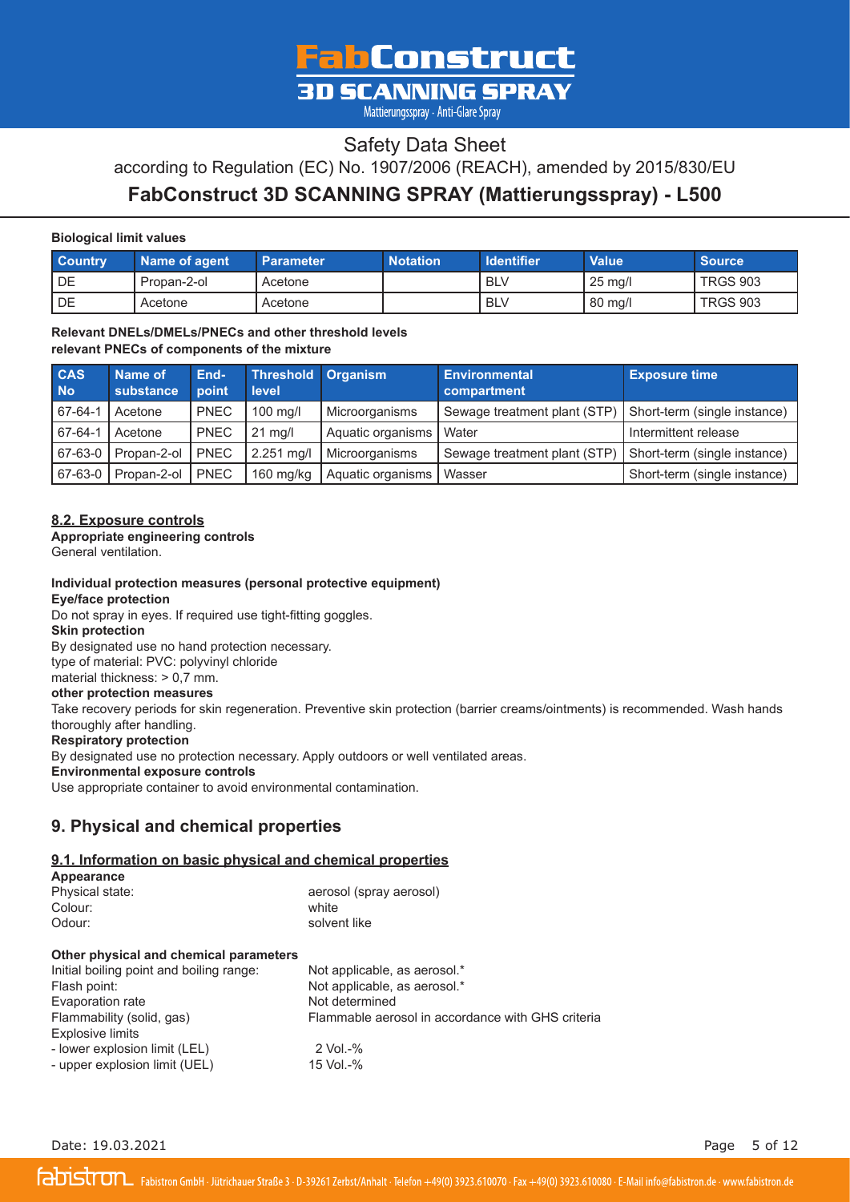**Biological limit values**

| Country | Name of agent | Parameter | Notation | Identifier | Value | Source |
|---|---|---|---|---|---|---|
| DE | Propan-2-ol | Acetone | | BLV | 25 mg/l | TRGS 903 |
| DE | Acetone | Acetone | | BLV | 80 mg/l | TRGS 903 |

**Relevant DNELs/DMELs/PNECs and other threshold levels**
**relevant PNECs of components of the mixture**

| CAS No | Name of substance | End-point | Threshold level | Organism | Environmental compartment | Exposure time |
|---|---|---|---|---|---|---|
| 67-64-1 | Acetone | PNEC | 100 mg/l | Microorganisms | Sewage treatment plant (STP) | Short-term (single instance) |
| 67-64-1 | Acetone | PNEC | 21 mg/l | Aquatic organisms | Water | Intermittent release |
| 67-63-0 | Propan-2-ol | PNEC | 2.251 mg/l | Microorganisms | Sewage treatment plant (STP) | Short-term (single instance) |
| 67-63-0 | Propan-2-ol | PNEC | 160 mg/kg | Aquatic organisms | Wasser | Short-term (single instance) |

### 8.2. Exposure controls

**Appropriate engineering controls**
General ventilation.

**Individual protection measures (personal protective equipment)**

**Eye/face protection**
Do not spray in eyes. If required use tight-fitting goggles.

**Skin protection**
By designated use no hand protection necessary.
type of material: PVC: polyvinyl chloride
material thickness: > 0,7 mm.

**other protection measures**
Take recovery periods for skin regeneration. Preventive skin protection (barrier creams/ointments) is recommended. Wash hands thoroughly after handling.

**Respiratory protection**
By designated use no protection necessary. Apply outdoors or well ventilated areas.

**Environmental exposure controls**
Use appropriate container to avoid environmental contamination.

## 9. Physical and chemical properties

### 9.1. Information on basic physical and chemical properties

**Appearance**

| | |
|---|---|
| Physical state: | aerosol (spray aerosol) |
| Colour: | white |
| Odour: | solvent like |

**Other physical and chemical parameters**

| | |
|---|---|
| Initial boiling point and boiling range: | Not applicable, as aerosol.* |
| Flash point: | Not applicable, as aerosol.* |
| Evaporation rate | Not determined |
| Flammability (solid, gas) | Flammable aerosol in accordance with GHS criteria |
| Explosive limits | |
| - lower explosion limit (LEL) | 2 Vol.-% |
| - upper explosion limit (UEL) | 15 Vol.-% |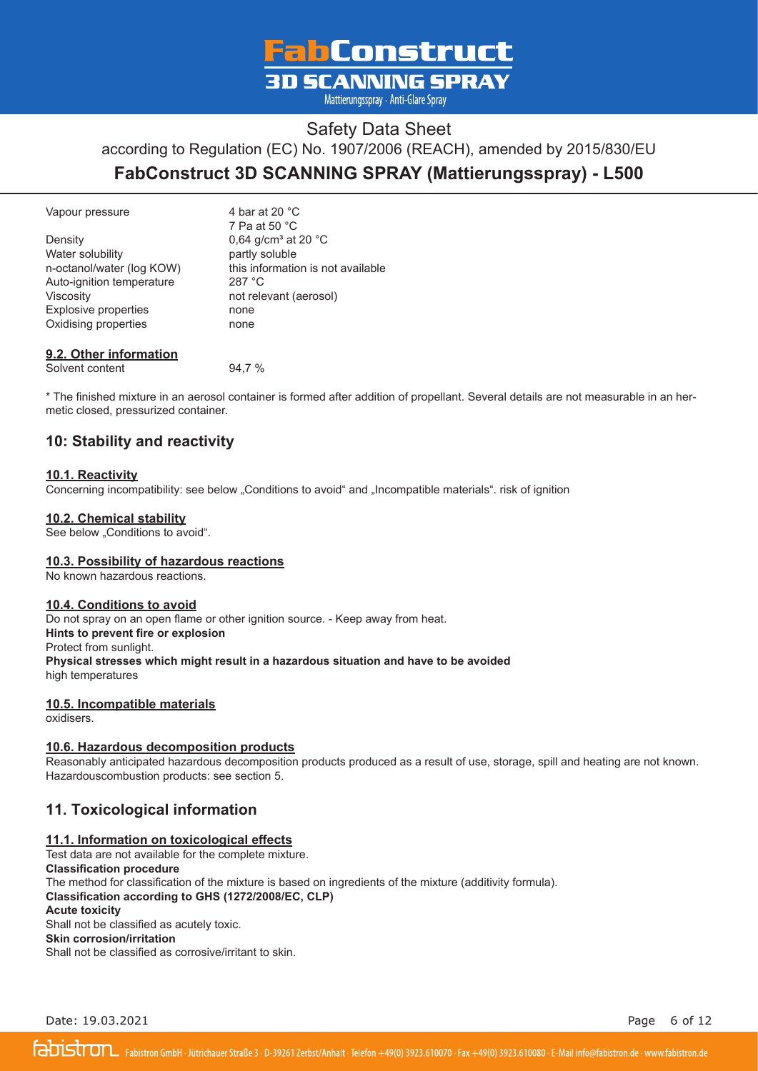| | |
|---|---|
| Vapour pressure | 4 bar at 20 °C |
| | 7 Pa at 50 °C |
| Density | 0,64 g/cm³ at 20 °C |
| Water solubility | partly soluble |
| n-octanol/water (log KOW) | this information is not available |
| Auto-ignition temperature | 287 °C |
| Viscosity | not relevant (aerosol) |
| Explosive properties | none |
| Oxidising properties | none |

### 9.2. Other information

| | |
|---|---|
| Solvent content | 94,7 % |

* The finished mixture in an aerosol container is formed after addition of propellant. Several details are not measurable in an hermetic closed, pressurized container.

## 10: Stability and reactivity

### 10.1. Reactivity

Concerning incompatibility: see below „Conditions to avoid“ and „Incompatible materials“. risk of ignition

### 10.2. Chemical stability

See below „Conditions to avoid“.

### 10.3. Possibility of hazardous reactions

No known hazardous reactions.

### 10.4. Conditions to avoid

Do not spray on an open flame or other ignition source. - Keep away from heat.

**Hints to prevent fire or explosion**

Protect from sunlight.

**Physical stresses which might result in a hazardous situation and have to be avoided**

high temperatures

### 10.5. Incompatible materials

oxidisers.

### 10.6. Hazardous decomposition products

Reasonably anticipated hazardous decomposition products produced as a result of use, storage, spill and heating are not known. Hazardouscombustion products: see section 5.

## 11. Toxicological information

### 11.1. Information on toxicological effects

Test data are not available for the complete mixture.

**Classification procedure**

The method for classification of the mixture is based on ingredients of the mixture (additivity formula).

**Classification according to GHS (1272/2008/EC, CLP)**

**Acute toxicity**

Shall not be classified as acutely toxic.

**Skin corrosion/irritation**

Shall not be classified as corrosive/irritant to skin.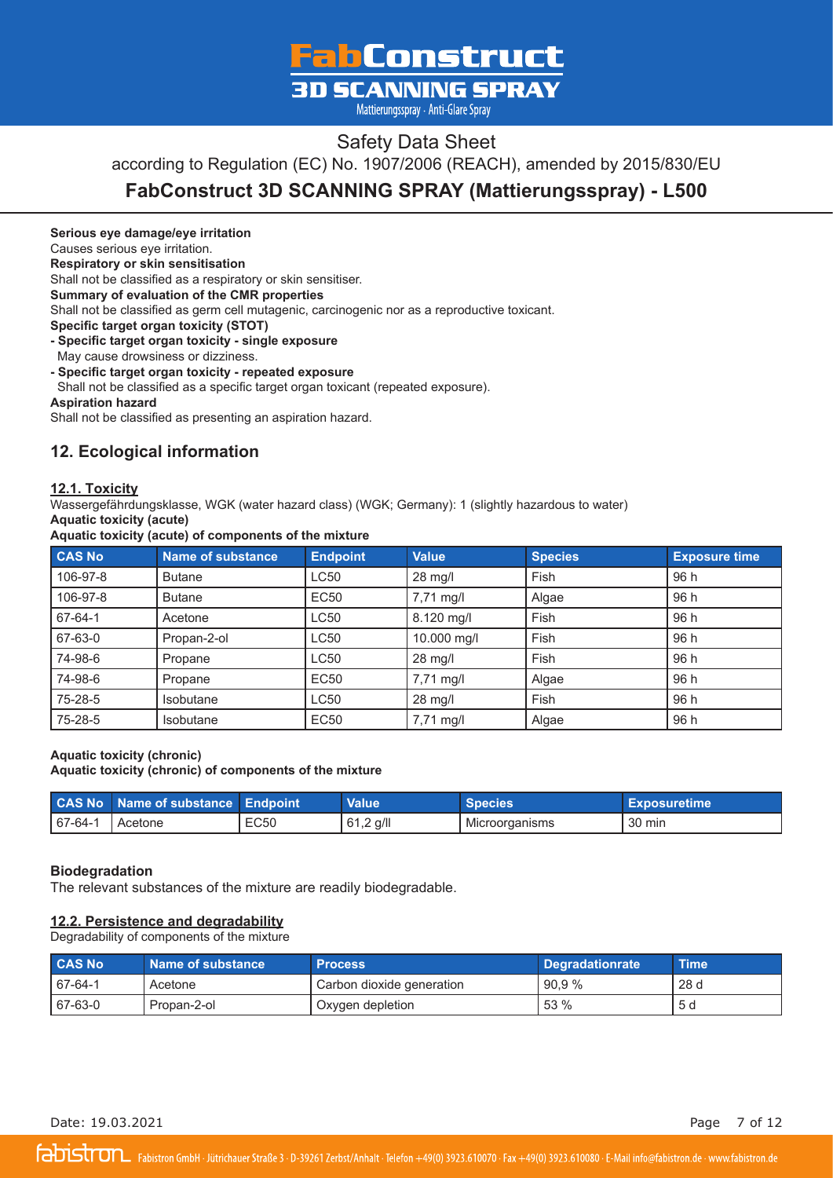**Serious eye damage/eye irritation**

Causes serious eye irritation.

**Respiratory or skin sensitisation**

Shall not be classified as a respiratory or skin sensitiser.

**Summary of evaluation of the CMR properties**

Shall not be classified as germ cell mutagenic, carcinogenic nor as a reproductive toxicant.

**Specific target organ toxicity (STOT)**

**- Specific target organ toxicity - single exposure**

May cause drowsiness or dizziness.

**- Specific target organ toxicity - repeated exposure**

Shall not be classified as a specific target organ toxicant (repeated exposure).

**Aspiration hazard**

Shall not be classified as presenting an aspiration hazard.

## 12. Ecological information

### 12.1. Toxicity

Wassergefährdungsklasse, WGK (water hazard class) (WGK; Germany): 1 (slightly hazardous to water)

**Aquatic toxicity (acute)**

**Aquatic toxicity (acute) of components of the mixture**

| CAS No | Name of substance | Endpoint | Value | Species | Exposure time |
|---|---|---|---|---|---|
| 106-97-8 | Butane | LC50 | 28 mg/l | Fish | 96 h |
| 106-97-8 | Butane | EC50 | 7,71 mg/l | Algae | 96 h |
| 67-64-1 | Acetone | LC50 | 8.120 mg/l | Fish | 96 h |
| 67-63-0 | Propan-2-ol | LC50 | 10.000 mg/l | Fish | 96 h |
| 74-98-6 | Propane | LC50 | 28 mg/l | Fish | 96 h |
| 74-98-6 | Propane | EC50 | 7,71 mg/l | Algae | 96 h |
| 75-28-5 | Isobutane | LC50 | 28 mg/l | Fish | 96 h |
| 75-28-5 | Isobutane | EC50 | 7,71 mg/l | Algae | 96 h |

**Aquatic toxicity (chronic)**

**Aquatic toxicity (chronic) of components of the mixture**

| CAS No | Name of substance | Endpoint | Value | Species | Exposuretime |
|---|---|---|---|---|---|
| 67-64-1 | Acetone | EC50 | 61,2 g/ll | Microorganisms | 30 min |

**Biodegradation**

The relevant substances of the mixture are readily biodegradable.

### 12.2. Persistence and degradability

Degradability of components of the mixture

| CAS No | Name of substance | Process | Degradationrate | Time |
|---|---|---|---|---|
| 67-64-1 | Acetone | Carbon dioxide generation | 90,9 % | 28 d |
| 67-63-0 | Propan-2-ol | Oxygen depletion | 53 % | 5 d |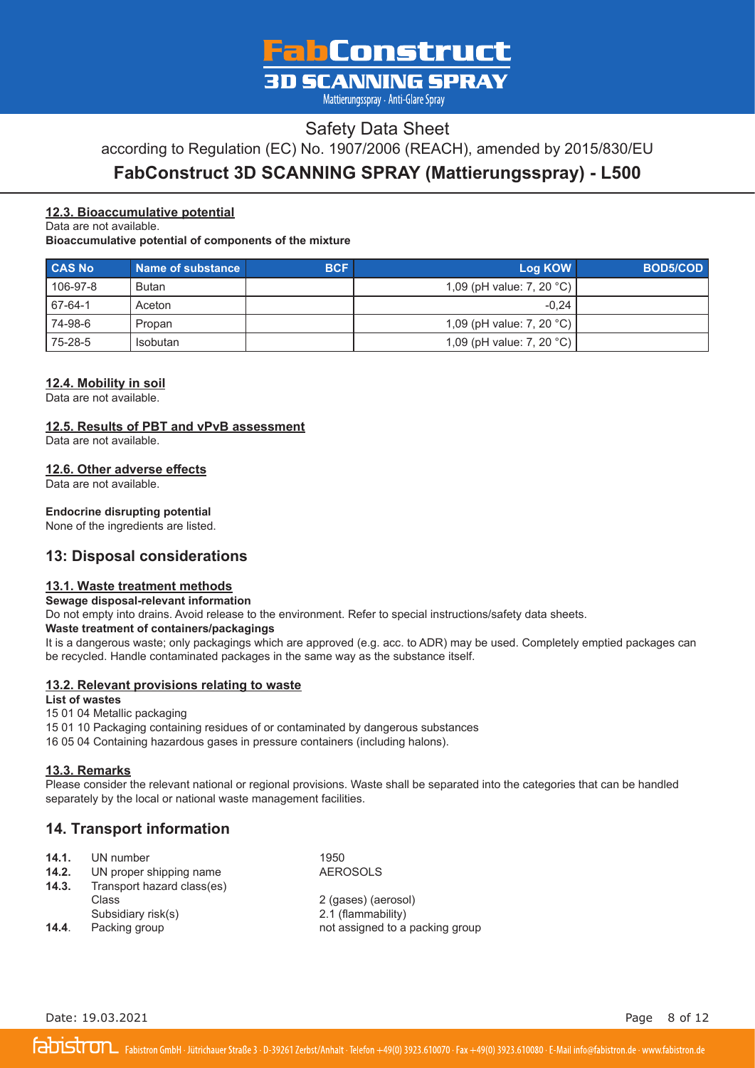### 12.3. Bioaccumulative potential

Data are not available.

**Bioaccumulative potential of components of the mixture**

| CAS No | Name of substance | BCF | Log KOW | BOD5/COD |
|---|---|---|---|---|
| 106-97-8 | Butan | | 1,09 (pH value: 7, 20 °C) | |
| 67-64-1 | Aceton | | -0,24 | |
| 74-98-6 | Propan | | 1,09 (pH value: 7, 20 °C) | |
| 75-28-5 | Isobutan | | 1,09 (pH value: 7, 20 °C) | |

### 12.4. Mobility in soil

Data are not available.

### 12.5. Results of PBT and vPvB assessment

Data are not available.

### 12.6. Other adverse effects

Data are not available.

**Endocrine disrupting potential**

None of the ingredients are listed.

## 13: Disposal considerations

### 13.1. Waste treatment methods

**Sewage disposal-relevant information**

Do not empty into drains. Avoid release to the environment. Refer to special instructions/safety data sheets.

**Waste treatment of containers/packagings**

It is a dangerous waste; only packagings which are approved (e.g. acc. to ADR) may be used. Completely emptied packages can be recycled. Handle contaminated packages in the same way as the substance itself.

### 13.2. Relevant provisions relating to waste

**List of wastes**

15 01 04 Metallic packaging

15 01 10 Packaging containing residues of or contaminated by dangerous substances

16 05 04 Containing hazardous gases in pressure containers (including halons).

### 13.3. Remarks

Please consider the relevant national or regional provisions. Waste shall be separated into the categories that can be handled separately by the local or national waste management facilities.

## 14. Transport information

| | | |
|---|---|---|
| **14.1.** | UN number | 1950 |
| **14.2.** | UN proper shipping name | AEROSOLS |
| **14.3.** | Transport hazard class(es) | |
| | Class | 2 (gases) (aerosol) |
| | Subsidiary risk(s) | 2.1 (flammability) |
| **14.4**. | Packing group | not assigned to a packing group |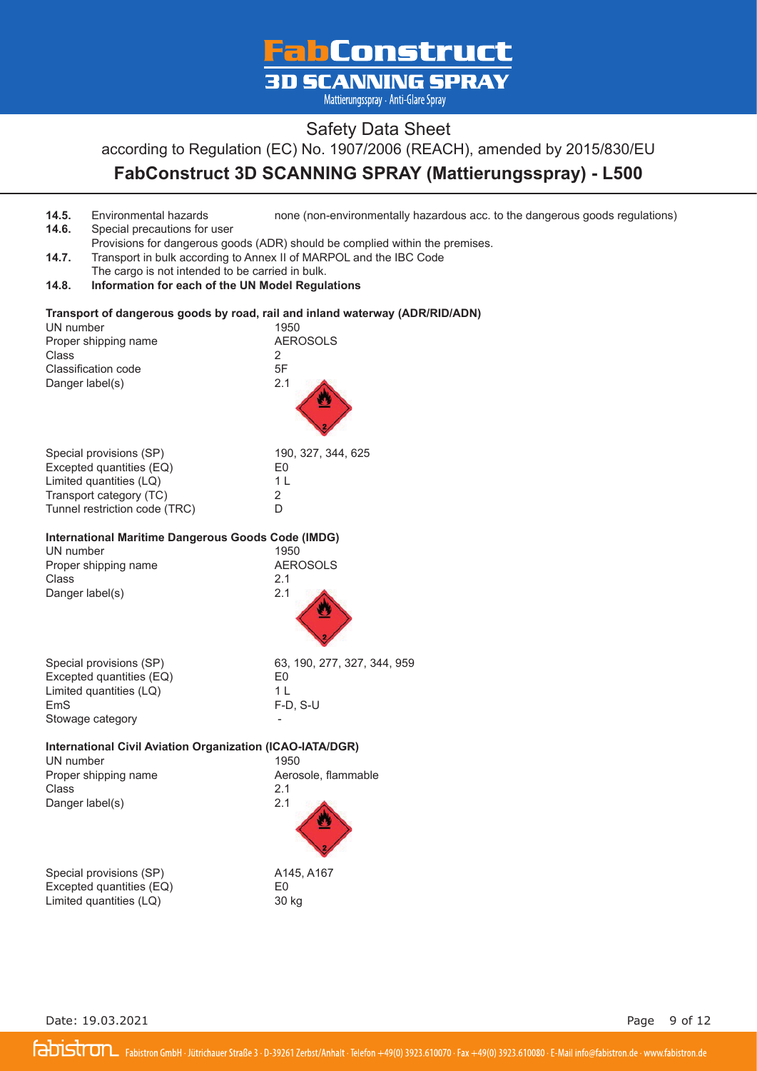**14.5.** Environmental hazards none (non-environmentally hazardous acc. to the dangerous goods regulations)

**14.6.** Special precautions for user

Provisions for dangerous goods (ADR) should be complied within the premises.

**14.7.** Transport in bulk according to Annex II of MARPOL and the IBC Code

The cargo is not intended to be carried in bulk.

**14.8. Information for each of the UN Model Regulations**

**Transport of dangerous goods by road, rail and inland waterway (ADR/RID/ADN)**

| | |
|---|---|
| UN number | 1950 |
| Proper shipping name | AEROSOLS |
| Class | 2 |
| Classification code | 5F |
| Danger label(s) | 2.1 |
| Special provisions (SP) | 190, 327, 344, 625 |
| Excepted quantities (EQ) | E0 |
| Limited quantities (LQ) | 1 L |
| Transport category (TC) | 2 |
| Tunnel restriction code (TRC) | D |

**International Maritime Dangerous Goods Code (IMDG)**

| | |
|---|---|
| UN number | 1950 |
| Proper shipping name | AEROSOLS |
| Class | 2.1 |
| Danger label(s) | 2.1 |
| Special provisions (SP) | 63, 190, 277, 327, 344, 959 |
| Excepted quantities (EQ) | E0 |
| Limited quantities (LQ) | 1 L |
| EmS | F-D, S-U |
| Stowage category | - |

**International Civil Aviation Organization (ICAO-IATA/DGR)**

| | |
|---|---|
| UN number | 1950 |
| Proper shipping name | Aerosole, flammable |
| Class | 2.1 |
| Danger label(s) | 2.1 |
| Special provisions (SP) | A145, A167 |
| Excepted quantities (EQ) | E0 |
| Limited quantities (LQ) | 30 kg |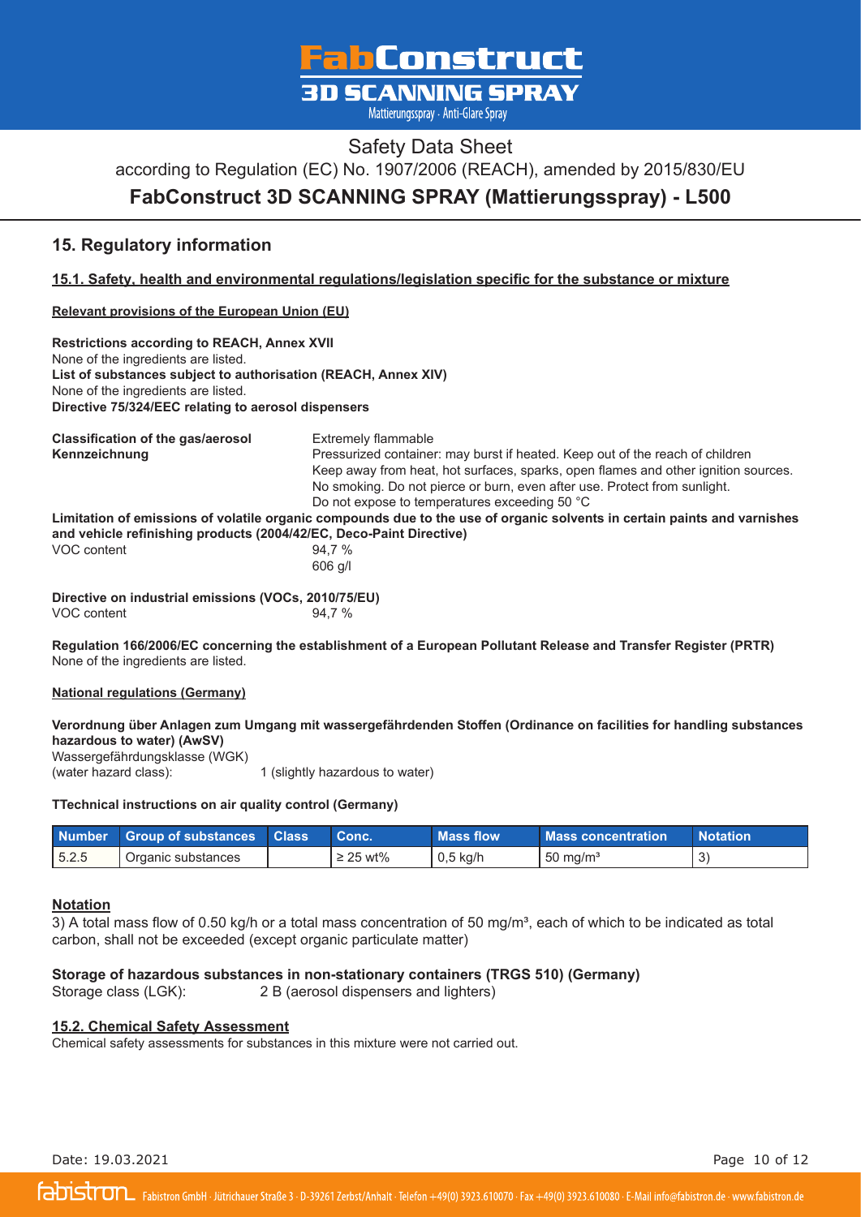## 15. Regulatory information

### 15.1. Safety, health and environmental regulations/legislation specific for the substance or mixture

**Relevant provisions of the European Union (EU)**

**Restrictions according to REACH, Annex XVII**
None of the ingredients are listed.
**List of substances subject to authorisation (REACH, Annex XIV)**
None of the ingredients are listed.
**Directive 75/324/EEC relating to aerosol dispensers**

| | |
|---|---|
| **Classification of the gas/aerosol** | Extremely flammable |
| **Kennzeichnung** | Pressurized container: may burst if heated. Keep out of the reach of children<br>Keep away from heat, hot surfaces, sparks, open flames and other ignition sources.<br>No smoking. Do not pierce or burn, even after use. Protect from sunlight.<br>Do not expose to temperatures exceeding 50 °C |

**Limitation of emissions of volatile organic compounds due to the use of organic solvents in certain paints and varnishes and vehicle refinishing products (2004/42/EC, Deco-Paint Directive)**

| | |
|---|---|
| VOC content | 94,7 %<br>606 g/l |

**Directive on industrial emissions (VOCs, 2010/75/EU)**

| | |
|---|---|
| VOC content | 94,7 % |

**Regulation 166/2006/EC concerning the establishment of a European Pollutant Release and Transfer Register (PRTR)**
None of the ingredients are listed.

**National regulations (Germany)**

**Verordnung über Anlagen zum Umgang mit wassergefährdenden Stoffen (Ordinance on facilities for handling substances hazardous to water) (AwSV)**
Wassergefährdungsklasse (WGK)
(water hazard class): 1 (slightly hazardous to water)

**TTechnical instructions on air quality control (Germany)**

| Number | Group of substances | Class | Conc. | Mass flow | Mass concentration | Notation |
|---|---|---|---|---|---|---|
| 5.2.5 | Organic substances | | ≥ 25 wt% | 0,5 kg/h | 50 mg/m³ | 3) |

**Notation**

3) A total mass flow of 0.50 kg/h or a total mass concentration of 50 mg/m³, each of which to be indicated as total carbon, shall not be exceeded (except organic particulate matter)

**Storage of hazardous substances in non-stationary containers (TRGS 510) (Germany)**
Storage class (LGK): 2 B (aerosol dispensers and lighters)

### 15.2. Chemical Safety Assessment

Chemical safety assessments for substances in this mixture were not carried out.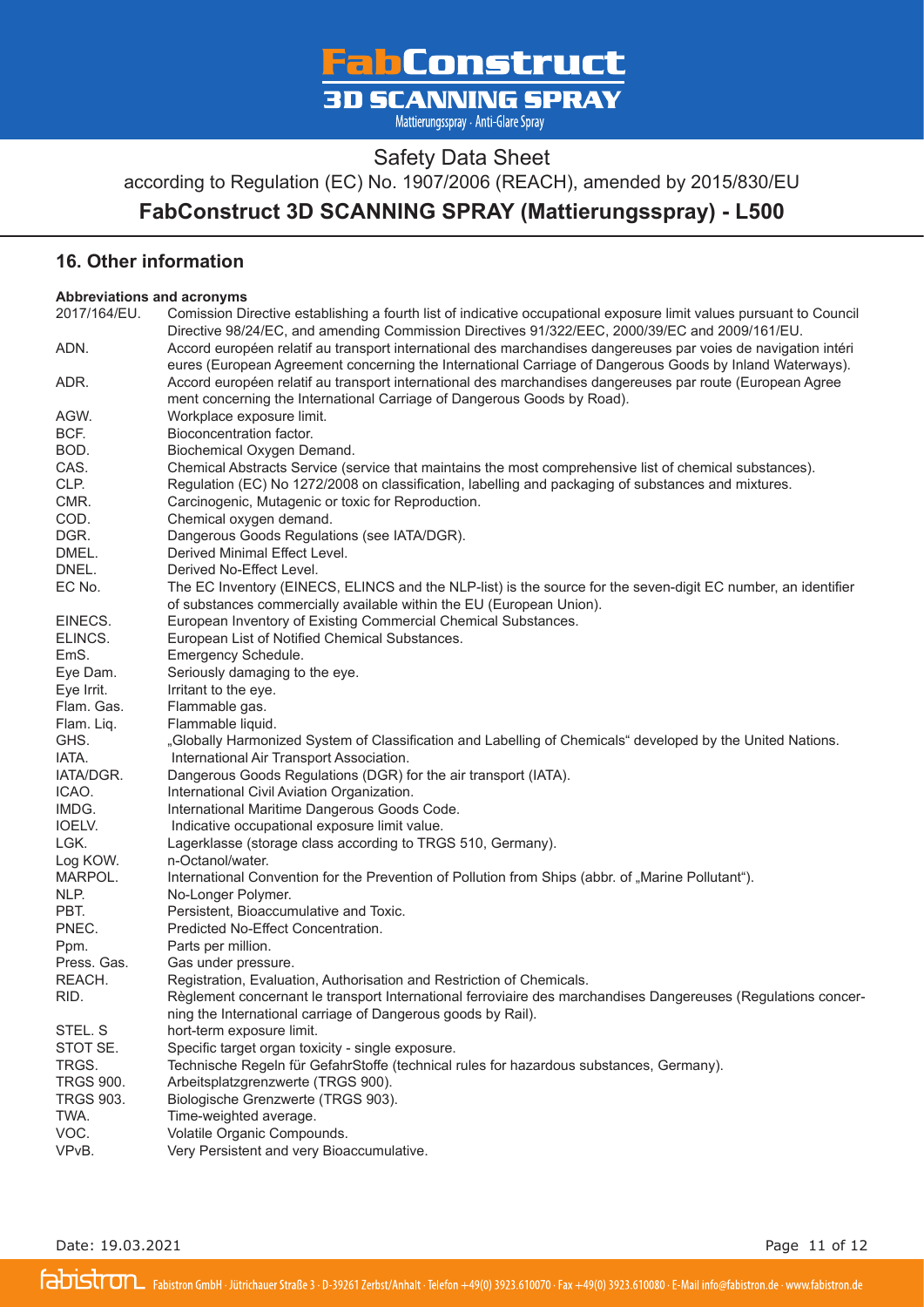## 16. Other information

**Abbreviations and acronyms**

| | |
|---|---|
| 2017/164/EU. | Comission Directive establishing a fourth list of indicative occupational exposure limit values pursuant to Council Directive 98/24/EC, and amending Commission Directives 91/322/EEC, 2000/39/EC and 2009/161/EU. |
| ADN. | Accord européen relatif au transport international des marchandises dangereuses par voies de navigation intérieures (European Agreement concerning the International Carriage of Dangerous Goods by Inland Waterways). |
| ADR. | Accord européen relatif au transport international des marchandises dangereuses par route (European Agreement concerning the International Carriage of Dangerous Goods by Road). |
| AGW. | Workplace exposure limit. |
| BCF. | Bioconcentration factor. |
| BOD. | Biochemical Oxygen Demand. |
| CAS. | Chemical Abstracts Service (service that maintains the most comprehensive list of chemical substances). |
| CLP. | Regulation (EC) No 1272/2008 on classification, labelling and packaging of substances and mixtures. |
| CMR. | Carcinogenic, Mutagenic or toxic for Reproduction. |
| COD. | Chemical oxygen demand. |
| DGR. | Dangerous Goods Regulations (see IATA/DGR). |
| DMEL. | Derived Minimal Effect Level. |
| DNEL. | Derived No-Effect Level. |
| EC No. | The EC Inventory (EINECS, ELINCS and the NLP-list) is the source for the seven-digit EC number, an identifier of substances commercially available within the EU (European Union). |
| EINECS. | European Inventory of Existing Commercial Chemical Substances. |
| ELINCS. | European List of Notified Chemical Substances. |
| EmS. | Emergency Schedule. |
| Eye Dam. | Seriously damaging to the eye. |
| Eye Irrit. | Irritant to the eye. |
| Flam. Gas. | Flammable gas. |
| Flam. Liq. | Flammable liquid. |
| GHS. | „Globally Harmonized System of Classification and Labelling of Chemicals" developed by the United Nations. |
| IATA. | International Air Transport Association. |
| IATA/DGR. | Dangerous Goods Regulations (DGR) for the air transport (IATA). |
| ICAO. | International Civil Aviation Organization. |
| IMDG. | International Maritime Dangerous Goods Code. |
| IOELV. | Indicative occupational exposure limit value. |
| LGK. | Lagerklasse (storage class according to TRGS 510, Germany). |
| Log KOW. | n-Octanol/water. |
| MARPOL. | International Convention for the Prevention of Pollution from Ships (abbr. of „Marine Pollutant"). |
| NLP. | No-Longer Polymer. |
| PBT. | Persistent, Bioaccumulative and Toxic. |
| PNEC. | Predicted No-Effect Concentration. |
| Ppm. | Parts per million. |
| Press. Gas. | Gas under pressure. |
| REACH. | Registration, Evaluation, Authorisation and Restriction of Chemicals. |
| RID. | Règlement concernant le transport International ferroviaire des marchandises Dangereuses (Regulations concerning the International carriage of Dangerous goods by Rail). |
| STEL. S | hort-term exposure limit. |
| STOT SE. | Specific target organ toxicity - single exposure. |
| TRGS. | Technische Regeln für GefahrStoffe (technical rules for hazardous substances, Germany). |
| TRGS 900. | Arbeitsplatzgrenzwerte (TRGS 900). |
| TRGS 903. | Biologische Grenzwerte (TRGS 903). |
| TWA. | Time-weighted average. |
| VOC. | Volatile Organic Compounds. |
| VPvB. | Very Persistent and very Bioaccumulative. |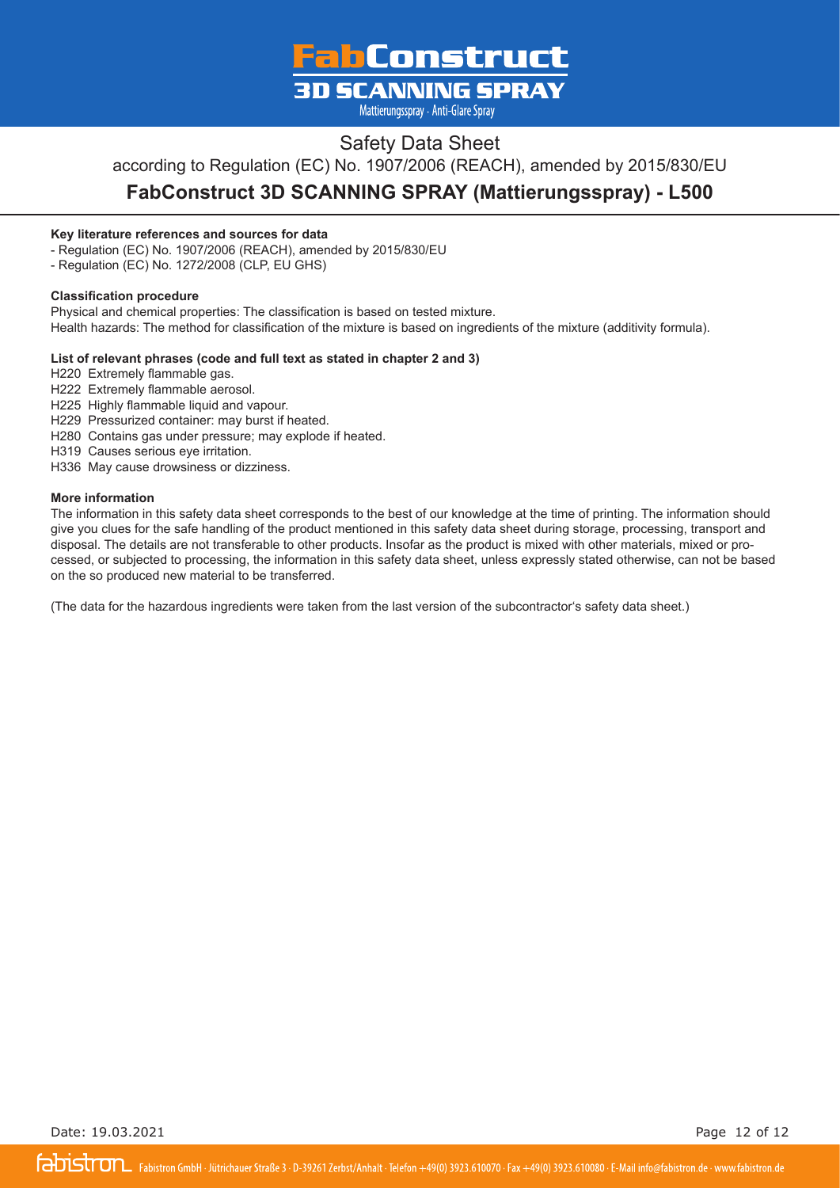**Key literature references and sources for data**

- Regulation (EC) No. 1907/2006 (REACH), amended by 2015/830/EU
- Regulation (EC) No. 1272/2008 (CLP, EU GHS)

**Classification procedure**

Physical and chemical properties: The classification is based on tested mixture.
Health hazards: The method for classification of the mixture is based on ingredients of the mixture (additivity formula).

**List of relevant phrases (code and full text as stated in chapter 2 and 3)**

H220 Extremely flammable gas.
H222 Extremely flammable aerosol.
H225 Highly flammable liquid and vapour.
H229 Pressurized container: may burst if heated.
H280 Contains gas under pressure; may explode if heated.
H319 Causes serious eye irritation.
H336 May cause drowsiness or dizziness.

**More information**

The information in this safety data sheet corresponds to the best of our knowledge at the time of printing. The information should give you clues for the safe handling of the product mentioned in this safety data sheet during storage, processing, transport and disposal. The details are not transferable to other products. Insofar as the product is mixed with other materials, mixed or processed, or subjected to processing, the information in this safety data sheet, unless expressly stated otherwise, can not be based on the so produced new material to be transferred.

(The data for the hazardous ingredients were taken from the last version of the subcontractor's safety data sheet.)